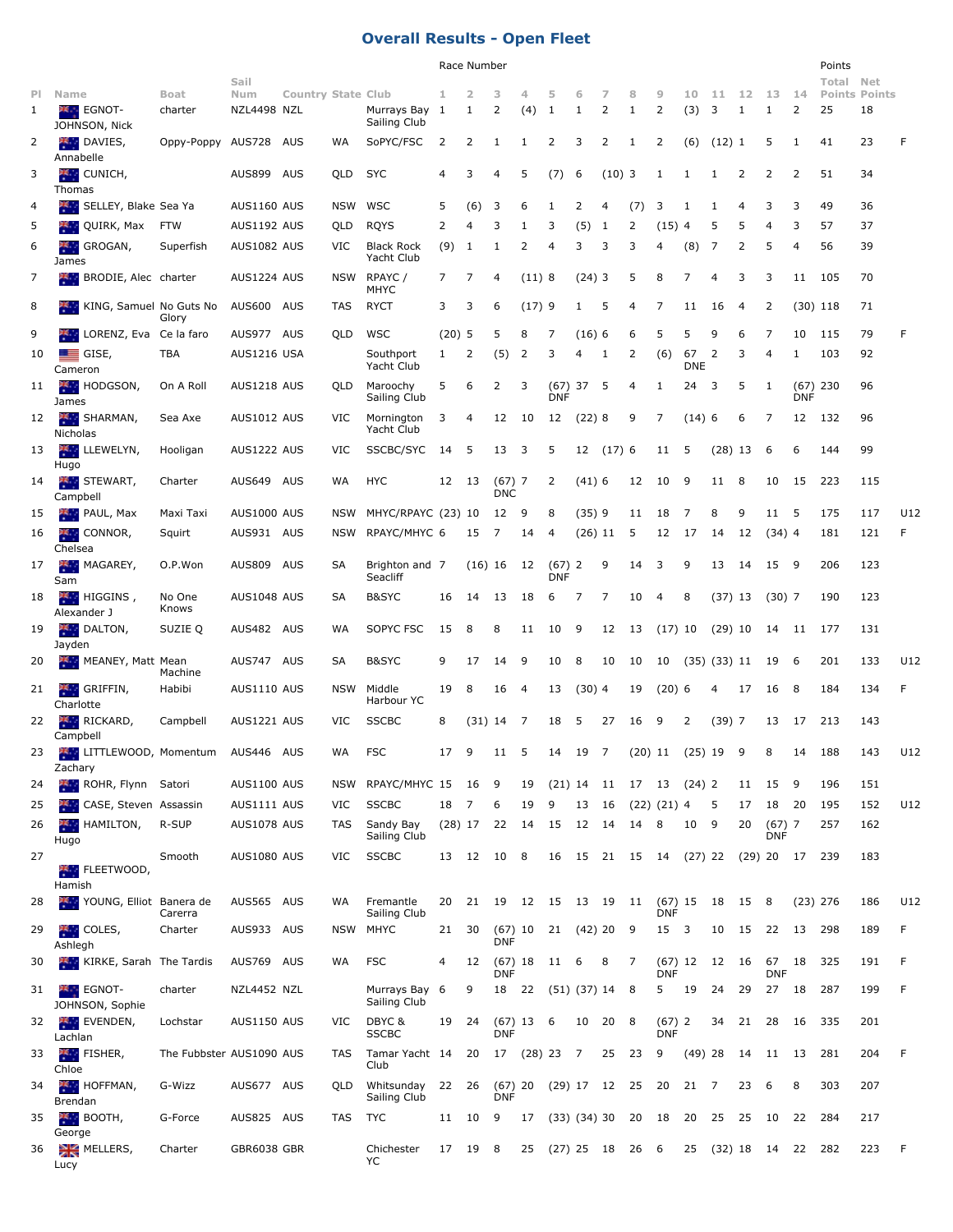## Overall Results - Open Fleet

| Pl | Name | Boat | Sail Num | Country | State | Club | Race Number 1 | 2 | 3 | 4 | 5 | 6 | 7 | 8 | 9 | 10 | 11 | 12 | 13 | 14 | Points Total Points | Net Points | |
|---|---|---|---|---|---|---|---|---|---|---|---|---|---|---|---|---|---|---|---|---|---|---|---|
| 1 | EGNOT-JOHNSON, Nick | charter | NZL4498 | NZL | | Murrays Bay Sailing Club | 1 | 1 | 2 | (4) | 1 | 1 | 2 | 1 | 2 | (3) | 3 | 1 | 1 | 2 | 25 | 18 | |
| 2 | DAVIES, Annabelle | Oppy-Poppy | AUS728 | AUS | WA | SoPYC/FSC | 2 | 2 | 1 | 1 | 2 | 3 | 2 | 1 | 2 | (6) | (12) | 1 | 5 | 1 | 41 | 23 | F |
| 3 | CUNICH, Thomas | | AUS899 | AUS | QLD | SYC | 4 | 3 | 4 | 5 | (7) | 6 | (10) | 3 | 1 | 1 | 1 | 2 | 2 | 2 | 51 | 34 | |
| 4 | SELLEY, Blake | Sea Ya | AUS1160 | AUS | NSW | WSC | 5 | (6) | 3 | 6 | 1 | 2 | 4 | (7) | 3 | 1 | 1 | 4 | 3 | 3 | 49 | 36 | |
| 5 | QUIRK, Max | FTW | AUS1192 | AUS | QLD | RQYS | 2 | 4 | 3 | 1 | 3 | (5) | 1 | 2 | (15) | 4 | 5 | 5 | 4 | 3 | 57 | 37 | |
| 6 | GROGAN, James | Superfish | AUS1082 | AUS | VIC | Black Rock Yacht Club | (9) | 1 | 1 | 2 | 4 | 3 | 3 | 3 | 4 | (8) | 7 | 2 | 5 | 4 | 56 | 39 | |
| 7 | BRODIE, Alec | charter | AUS1224 | AUS | NSW | RPAYC / MHYC | 7 | 7 | 4 | (11) | 8 | (24) | 3 | 5 | 8 | 7 | 4 | 3 | 3 | 11 | 105 | 70 | |
| 8 | KING, Samuel | No Guts No Glory | AUS600 | AUS | TAS | RYCT | 3 | 3 | 6 | (17) | 9 | 1 | 5 | 4 | 7 | 11 | 16 | 4 | 2 | (30) | 118 | 71 | |
| 9 | LORENZ, Eva | Ce la faro | AUS977 | AUS | QLD | WSC | (20) | 5 | 5 | 8 | 7 | (16) | 6 | 6 | 5 | 5 | 9 | 6 | 7 | 10 | 115 | 79 | F |
| 10 | GISE, Cameron | TBA | AUS1216 | USA | | Southport Yacht Club | 1 | 2 | (5) | 2 | 3 | 4 | 1 | 2 | (6) | 67 DNE | 2 | 3 | 4 | 1 | 103 | 92 | |
| 11 | HODGSON, James | On A Roll | AUS1218 | AUS | QLD | Maroochy Sailing Club | 5 | 6 | 2 | 3 | (67) DNF | 37 | 5 | 4 | 1 | 24 | 3 | 5 | 1 | (67) DNF | 230 | 96 | |
| 12 | SHARMAN, Nicholas | Sea Axe | AUS1012 | AUS | VIC | Mornington Yacht Club | 3 | 4 | 12 | 10 | 12 | (22) | 8 | 9 | 7 | (14) | 6 | 6 | 7 | 12 | 132 | 96 | |
| 13 | LLEWELYN, Hugo | Hooligan | AUS1222 | AUS | VIC | SSCBC/SYC | 14 | 5 | 13 | 3 | 5 | 12 | (17) | 6 | 11 | 5 | (28) | 13 | 6 | 6 | 144 | 99 | |
| 14 | STEWART, Campbell | Charter | AUS649 | AUS | WA | HYC | 12 | 13 | (67) DNC | 7 | 2 | (41) | 6 | 12 | 10 | 9 | 11 | 8 | 10 | 15 | 223 | 115 | |
| 15 | PAUL, Max | Maxi Taxi | AUS1000 | AUS | NSW | MHYC/RPAYC | (23) | 10 | 12 | 9 | 8 | (35) | 9 | 11 | 18 | 7 | 8 | 9 | 11 | 5 | 175 | 117 | U12 |
| 16 | CONNOR, Chelsea | Squirt | AUS931 | AUS | NSW | RPAYC/MHYC | 6 | 15 | 7 | 14 | 4 | (26) | 11 | 5 | 12 | 17 | 14 | 12 | (34) | 4 | 181 | 121 | F |
| 17 | MAGAREY, Sam | O.P.Won | AUS809 | AUS | SA | Brighton and Seacliff | 7 | (16) | 16 | 12 | (67) DNF | 2 | 9 | 14 | 3 | 9 | 13 | 14 | 15 | 9 | 206 | 123 | |
| 18 | HIGGINS , Alexander J | No One Knows | AUS1048 | AUS | SA | B&SYC | 16 | 14 | 13 | 18 | 6 | 7 | 7 | 10 | 4 | 8 | (37) | 13 | (30) | 7 | 190 | 123 | |
| 19 | DALTON, Jayden | SUZIE Q | AUS482 | AUS | WA | SOPYC FSC | 15 | 8 | 8 | 11 | 10 | 9 | 12 | 13 | (17) | 10 | (29) | 10 | 14 | 11 | 177 | 131 | |
| 20 | MEANEY, Matt | Mean Machine | AUS747 | AUS | SA | B&SYC | 9 | 17 | 14 | 9 | 10 | 8 | 10 | 10 | 10 | (35) | (33) | 11 | 19 | 6 | 201 | 133 | U12 |
| 21 | GRIFFIN, Charlotte | Habibi | AUS1110 | AUS | NSW | Middle Harbour YC | 19 | 8 | 16 | 4 | 13 | (30) | 4 | 19 | (20) | 6 | 4 | 17 | 16 | 8 | 184 | 134 | F |
| 22 | RICKARD, Campbell | Campbell | AUS1221 | AUS | VIC | SSCBC | 8 | (31) | 14 | 7 | 18 | 5 | 27 | 16 | 9 | 2 | (39) | 7 | 13 | 17 | 213 | 143 | |
| 23 | LITTLEWOOD, Zachary | Momentum | AUS446 | AUS | WA | FSC | 17 | 9 | 11 | 5 | 14 | 19 | 7 | (20) | 11 | (25) | 19 | 9 | 8 | 14 | 188 | 143 | U12 |
| 24 | ROHR, Flynn | Satori | AUS1100 | AUS | NSW | RPAYC/MHYC | 15 | 16 | 9 | 19 | (21) | 14 | 11 | 17 | 13 | (24) | 2 | 11 | 15 | 9 | 196 | 151 | |
| 25 | CASE, Steven | Assassin | AUS1111 | AUS | VIC | SSCBC | 18 | 7 | 6 | 19 | 9 | 13 | 16 | (22) | (21) | 4 | 5 | 17 | 18 | 20 | 195 | 152 | U12 |
| 26 | HAMILTON, Hugo | R-SUP | AUS1078 | AUS | TAS | Sandy Bay Sailing Club | (28) | 17 | 22 | 14 | 15 | 12 | 14 | 14 | 8 | 10 | 9 | 20 | (67) DNF | 7 | 257 | 162 | |
| 27 | FLEETWOOD, Hamish | Smooth | AUS1080 | AUS | VIC | SSCBC | 13 | 12 | 10 | 8 | 16 | 15 | 21 | 15 | 14 | (27) | 22 | (29) | 20 | 17 | 239 | 183 | |
| 28 | YOUNG, Elliot | Banera de Carerra | AUS565 | AUS | WA | Fremantle Sailing Club | 20 | 21 | 19 | 12 | 15 | 13 | 19 | 11 | (67) DNF | 15 | 18 | 15 | 8 | (23) | 276 | 186 | U12 |
| 29 | COLES, Ashlegh | Charter | AUS933 | AUS | NSW | MHYC | 21 | 30 | (67) DNF | 10 | 21 | (42) | 20 | 9 | 15 | 3 | 10 | 15 | 22 | 13 | 298 | 189 | F |
| 30 | KIRKE, Sarah | The Tardis | AUS769 | AUS | WA | FSC | 4 | 12 | (67) DNF | 18 | 11 | 6 | 8 | 7 | (67) DNF | 12 | 12 | 16 | 67 DNF | 18 | 325 | 191 | F |
| 31 | EGNOT-JOHNSON, Sophie | charter | NZL4452 | NZL | | Murrays Bay Sailing Club | 6 | 9 | 18 | 22 | (51) | (37) | 14 | 8 | 5 | 19 | 24 | 29 | 27 | 18 | 287 | 199 | F |
| 32 | EVENDEN, Lachlan | Lochstar | AUS1150 | AUS | VIC | DBYC & SSCBC | 19 | 24 | (67) DNF | 13 | 6 | 10 | 20 | 8 | (67) DNF | 2 | 34 | 21 | 28 | 16 | 335 | 201 | |
| 33 | FISHER, Chloe | The Fubbster | AUS1090 | AUS | TAS | Tamar Yacht Club | 14 | 20 | 17 | (28) | 23 | 7 | 25 | 23 | 9 | (49) | 28 | 14 | 11 | 13 | 281 | 204 | F |
| 34 | HOFFMAN, Brendan | G-Wizz | AUS677 | AUS | QLD | Whitsunday Sailing Club | 22 | 26 | (67) DNF | 20 | (29) | 17 | 12 | 25 | 20 | 21 | 7 | 23 | 6 | 8 | 303 | 207 | |
| 35 | BOOTH, George | G-Force | AUS825 | AUS | TAS | TYC | 11 | 10 | 9 | 17 | (33) | (34) | 30 | 20 | 18 | 20 | 25 | 25 | 10 | 22 | 284 | 217 | |
| 36 | MELLERS, Lucy | Charter | GBR6038 | GBR | | Chichester YC | 17 | 19 | 8 | 25 | (27) | 25 | 18 | 26 | 6 | 25 | (32) | 18 | 14 | 22 | 282 | 223 | F |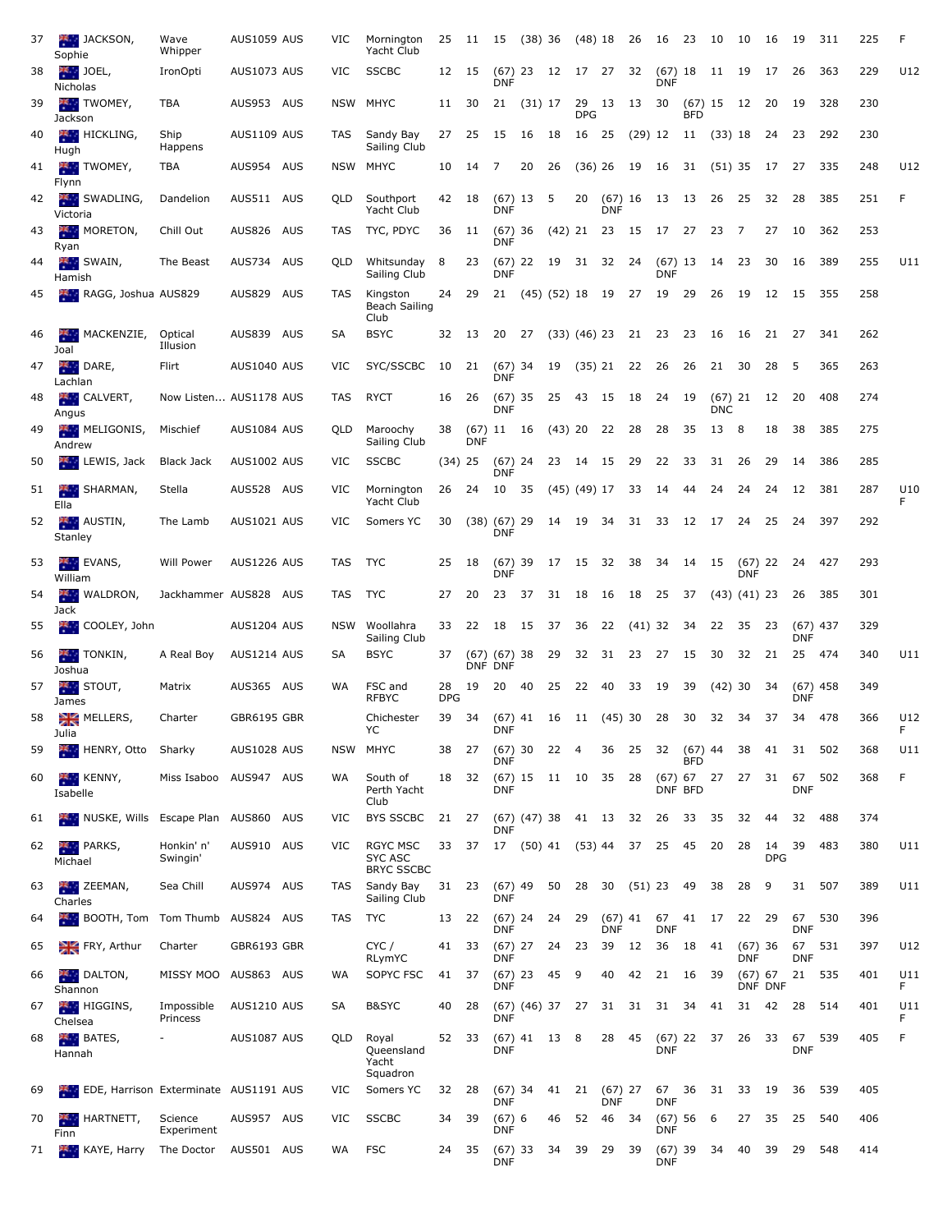| | | | | | | | | | | | | | | | | | | | | | | | |
|---|---|---|---|---|---|---|---|---|---|---|---|---|---|---|---|---|---|---|---|---|---|---|---|
| 37 | JACKSON, Sophie | Wave Whipper | AUS1059 | AUS | VIC | Mornington Yacht Club | 25 | 11 | 15 | (38) | 36 | (48) | 18 | 26 | 16 | 23 | 10 | 10 | 16 | 19 | 311 | 225 | F |
| 38 | JOEL, Nicholas | IronOpti | AUS1073 | AUS | VIC | SSCBC | 12 | 15 | (67) DNF | 23 | 12 | 17 | 27 | 32 | (67) DNF | 18 | 11 | 19 | 17 | 26 | 363 | 229 | U12 |
| 39 | TWOMEY, Jackson | TBA | AUS953 | AUS | NSW | MHYC | 11 | 30 | 21 | (31) | 17 | 29 DPG | 13 | 13 | 30 | (67) BFD | 15 | 12 | 20 | 19 | 328 | 230 | |
| 40 | HICKLING, Hugh | Ship Happens | AUS1109 | AUS | TAS | Sandy Bay Sailing Club | 27 | 25 | 15 | 16 | 18 | 16 | 25 | (29) | 12 | 11 | (33) | 18 | 24 | 23 | 292 | 230 | |
| 41 | TWOMEY, Flynn | TBA | AUS954 | AUS | NSW | MHYC | 10 | 14 | 7 | 20 | 26 | (36) | 26 | 19 | 16 | 31 | (51) | 35 | 17 | 27 | 335 | 248 | U12 |
| 42 | SWADLING, Victoria | Dandelion | AUS511 | AUS | QLD | Southport Yacht Club | 42 | 18 | (67) DNF | 13 | 5 | 20 | (67) DNF | 16 | 13 | 13 | 26 | 25 | 32 | 28 | 385 | 251 | F |
| 43 | MORETON, Ryan | Chill Out | AUS826 | AUS | TAS | TYC, PDYC | 36 | 11 | (67) DNF | 36 | (42) | 21 | 23 | 15 | 17 | 27 | 23 | 7 | 27 | 10 | 362 | 253 | |
| 44 | SWAIN, Hamish | The Beast | AUS734 | AUS | QLD | Whitsunday Sailing Club | 8 | 23 | (67) DNF | 22 | 19 | 31 | 32 | 24 | (67) DNF | 13 | 14 | 23 | 30 | 16 | 389 | 255 | U11 |
| 45 | RAGG, Joshua | AUS829 | AUS829 | AUS | TAS | Kingston Beach Sailing Club | 24 | 29 | 21 | (45) | (52) | 18 | 19 | 27 | 19 | 29 | 26 | 19 | 12 | 15 | 355 | 258 | |
| 46 | MACKENZIE, Joal | Optical Illusion | AUS839 | AUS | SA | BSYC | 32 | 13 | 20 | 27 | (33) | (46) | 23 | 21 | 23 | 23 | 16 | 16 | 21 | 27 | 341 | 262 | |
| 47 | DARE, Lachlan | Flirt | AUS1040 | AUS | VIC | SYC/SSCBC | 10 | 21 | (67) DNF | 34 | 19 | (35) | 21 | 22 | 26 | 26 | 21 | 30 | 28 | 5 | 365 | 263 | |
| 48 | CALVERT, Angus | Now Listen... | AUS1178 | AUS | TAS | RYCT | 16 | 26 | (67) DNF | 35 | 25 | 43 | 15 | 18 | 24 | 19 | (67) DNC | 21 | 12 | 20 | 408 | 274 | |
| 49 | MELIGONIS, Andrew | Mischief | AUS1084 | AUS | QLD | Maroochy Sailing Club | 38 | (67) DNF | 11 | 16 | (43) | 20 | 22 | 28 | 28 | 35 | 13 | 8 | 18 | 38 | 385 | 275 | |
| 50 | LEWIS, Jack | Black Jack | AUS1002 | AUS | VIC | SSCBC | (34) | 25 | (67) DNF | 24 | 23 | 14 | 15 | 29 | 22 | 33 | 31 | 26 | 29 | 14 | 386 | 285 | |
| 51 | SHARMAN, Ella | Stella | AUS528 | AUS | VIC | Mornington Yacht Club | 26 | 24 | 10 | 35 | (45) | (49) | 17 | 33 | 14 | 44 | 24 | 24 | 24 | 12 | 381 | 287 | U10 F |
| 52 | AUSTIN, Stanley | The Lamb | AUS1021 | AUS | VIC | Somers YC | 30 | (38) | (67) DNF | 29 | 14 | 19 | 34 | 31 | 33 | 12 | 17 | 24 | 25 | 24 | 397 | 292 | |
| 53 | EVANS, William | Will Power | AUS1226 | AUS | TAS | TYC | 25 | 18 | (67) DNF | 39 | 17 | 15 | 32 | 38 | 34 | 14 | 15 | (67) DNF | 22 | 24 | 427 | 293 | |
| 54 | WALDRON, Jack | Jackhammer | AUS828 | AUS | TAS | TYC | 27 | 20 | 23 | 37 | 31 | 18 | 16 | 18 | 25 | 37 | (43) | (41) | 23 | 26 | 385 | 301 | |
| 55 | COOLEY, John | | AUS1204 | AUS | NSW | Woollahra Sailing Club | 33 | 22 | 18 | 15 | 37 | 36 | 22 | (41) | 32 | 34 | 22 | 35 | 23 | (67) DNF | 437 | 329 | |
| 56 | TONKIN, Joshua | A Real Boy | AUS1214 | AUS | SA | BSYC | 37 | (67) DNF | (67) DNF | 38 | 29 | 32 | 31 | 23 | 27 | 15 | 30 | 32 | 21 | 25 | 474 | 340 | U11 |
| 57 | STOUT, James | Matrix | AUS365 | AUS | WA | FSC and RFBYC | 28 DPG | 19 | 20 | 40 | 25 | 22 | 40 | 33 | 19 | 39 | (42) | 30 | 34 | (67) DNF | 458 | 349 | |
| 58 | MELLERS, Julia | Charter | GBR6195 | GBR | | Chichester YC | 39 | 34 | (67) DNF | 41 | 16 | 11 | (45) | 30 | 28 | 30 | 32 | 34 | 37 | 34 | 478 | 366 | U12 F |
| 59 | HENRY, Otto | Sharky | AUS1028 | AUS | NSW | MHYC | 38 | 27 | (67) DNF | 30 | 22 | 4 | 36 | 25 | 32 | (67) BFD | 44 | 38 | 41 | 31 | 502 | 368 | U11 |
| 60 | KENNY, Isabelle | Miss Isaboo | AUS947 | AUS | WA | South of Perth Yacht Club | 18 | 32 | (67) DNF | 15 | 11 | 10 | 35 | 28 | (67) DNF | 67 BFD | 27 | 27 | 31 | 67 DNF | 502 | 368 | F |
| 61 | NUSKE, Wills | Escape Plan | AUS860 | AUS | VIC | BYS SSCBC | 21 | 27 | (67) DNF | (47) | 38 | 41 | 13 | 32 | 26 | 33 | 35 | 32 | 44 | 32 | 488 | 374 | |
| 62 | PARKS, Michael | Honkin' n' Swingin' | AUS910 | AUS | VIC | RGYC MSC SYC ASC BRYC SSCBC | 33 | 37 | 17 | (50) | 41 | (53) | 44 | 37 | 25 | 45 | 20 | 28 | 14 DPG | 39 | 483 | 380 | U11 |
| 63 | ZEEMAN, Charles | Sea Chill | AUS974 | AUS | TAS | Sandy Bay Sailing Club | 31 | 23 | (67) DNF | 49 | 50 | 28 | 30 | (51) | 23 | 49 | 38 | 28 | 9 | 31 | 507 | 389 | U11 |
| 64 | BOOTH, Tom | Tom Thumb | AUS824 | AUS | TAS | TYC | 13 | 22 | (67) DNF | 24 | 24 | 29 | (67) DNF | 41 | 67 DNF | 41 | 17 | 22 | 29 | 67 DNF | 530 | 396 | |
| 65 | FRY, Arthur | Charter | GBR6193 | GBR | | CYC / RLymYC | 41 | 33 | (67) DNF | 27 | 24 | 23 | 39 | 12 | 36 | 18 | 41 | (67) DNF | 36 | 67 DNF | 531 | 397 | U12 |
| 66 | DALTON, Shannon | MISSY MOO | AUS863 | AUS | WA | SOPYC FSC | 41 | 37 | (67) DNF | 23 | 45 | 9 | 40 | 42 | 21 | 16 | 39 | (67) DNF | 67 DNF | 21 | 535 | 401 | U11 F |
| 67 | HIGGINS, Chelsea | Impossible Princess | AUS1210 | AUS | SA | B&SYC | 40 | 28 | (67) DNF | (46) | 37 | 27 | 31 | 31 | 31 | 34 | 41 | 31 | 42 | 28 | 514 | 401 | U11 F |
| 68 | BATES, Hannah | - | AUS1087 | AUS | QLD | Royal Queensland Yacht Squadron | 52 | 33 | (67) DNF | 41 | 13 | 8 | 28 | 45 | (67) DNF | 22 | 37 | 26 | 33 | 67 DNF | 539 | 405 | F |
| 69 | EDE, Harrison | Exterminate | AUS1191 | AUS | VIC | Somers YC | 32 | 28 | (67) DNF | 34 | 41 | 21 | (67) DNF | 27 | 67 DNF | 36 | 31 | 33 | 19 | 36 | 539 | 405 | |
| 70 | HARTNETT, Finn | Science Experiment | AUS957 | AUS | VIC | SSCBC | 34 | 39 | (67) DNF | 6 | 46 | 52 | 46 | 34 | (67) DNF | 56 | 6 | 27 | 35 | 25 | 540 | 406 | |
| 71 | KAYE, Harry | The Doctor | AUS501 | AUS | WA | FSC | 24 | 35 | (67) DNF | 33 | 34 | 39 | 29 | 39 | (67) DNF | 39 | 34 | 40 | 39 | 29 | 548 | 414 | |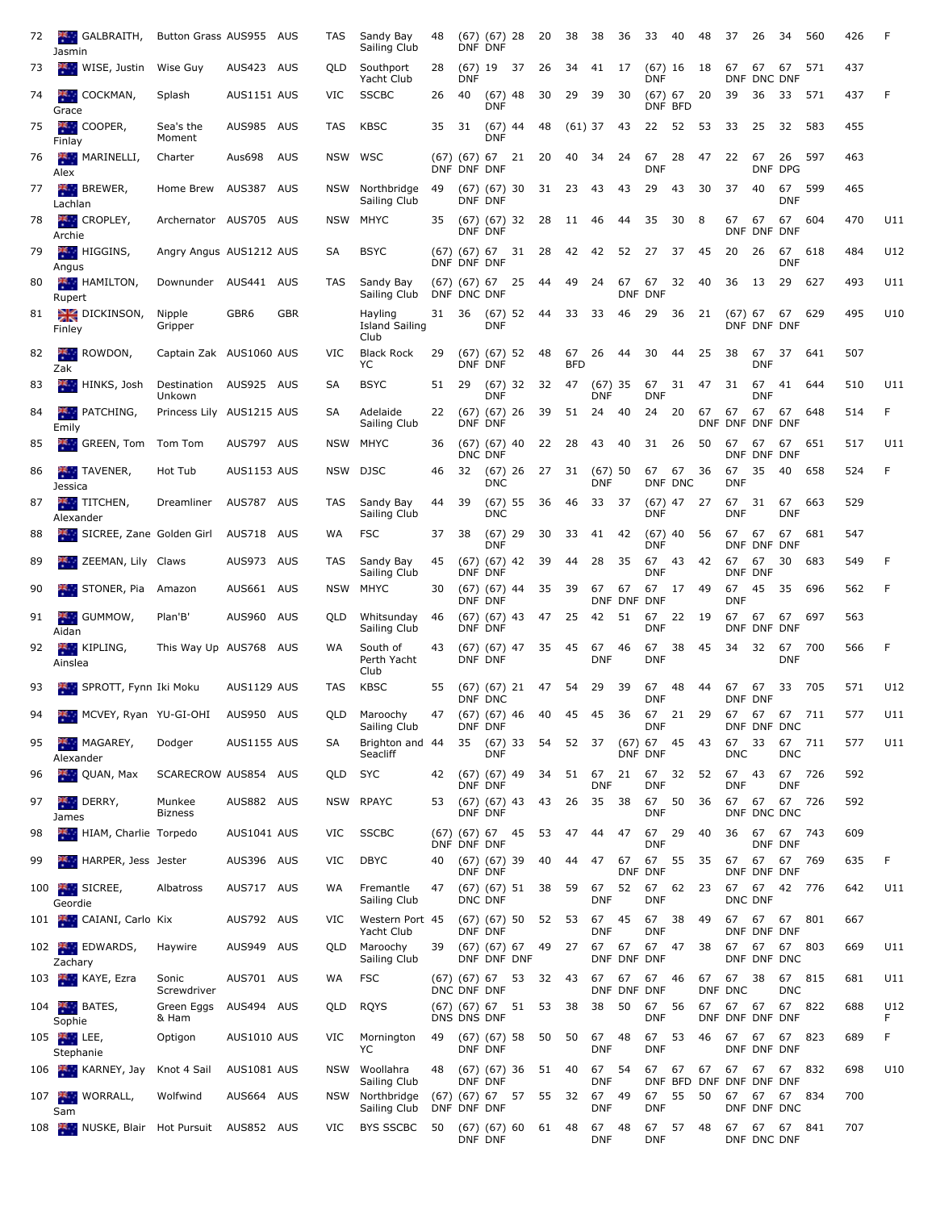| | | | | | | | | | | | | | | | | | | | | | | | |
|---|---|---|---|---|---|---|---|---|---|---|---|---|---|---|---|---|---|---|---|---|---|---|---|
| 72 | GALBRAITH, Jasmin | Button Grass | AUS955 | AUS | TAS | Sandy Bay Sailing Club | 48 | (67) DNF | (67) DNF | 28 | 20 | 38 | 38 | 36 | 33 | 40 | 48 | 37 | 26 | 34 | 560 | 426 | F |
| 73 | WISE, Justin | Wise Guy | AUS423 | AUS | QLD | Southport Yacht Club | 28 | (67) DNF | 19 | 37 | 26 | 34 | 41 | 17 | (67) DNF | 16 | 18 | 67 DNF | 67 DNC | 67 DNF | 571 | 437 | |
| 74 | COCKMAN, Grace | Splash | AUS1151 | AUS | VIC | SSCBC | 26 | 40 | (67) DNF | 48 | 30 | 29 | 39 | 30 | (67) DNF | 67 BFD | 20 | 39 | 36 | 33 | 571 | 437 | F |
| 75 | COOPER, Finlay | Sea's the Moment | AUS985 | AUS | TAS | KBSC | 35 | 31 | (67) DNF | 44 | 48 | (61) | 37 | 43 | 22 | 52 | 53 | 33 | 25 | 32 | 583 | 455 | |
| 76 | MARINELLI, Alex | Charter | Aus698 | AUS | NSW | WSC | (67) DNF | (67) DNF | 67 DNF | 21 | 20 | 40 | 34 | 24 | 67 DNF | 28 | 47 | 22 | 67 DNF | 26 DPG | 597 | 463 | |
| 77 | BREWER, Lachlan | Home Brew | AUS387 | AUS | NSW | Northbridge Sailing Club | 49 | (67) DNF | (67) DNF | 30 | 31 | 23 | 43 | 43 | 29 | 43 | 30 | 37 | 40 | 67 DNF | 599 | 465 | |
| 78 | CROPLEY, Archie | Archernator | AUS705 | AUS | NSW | MHYC | 35 | (67) DNF | (67) DNF | 32 | 28 | 11 | 46 | 44 | 35 | 30 | 8 | 67 DNF | 67 DNF | 67 DNF | 604 | 470 | U11 |
| 79 | HIGGINS, Angus | Angry Angus | AUS1212 | AUS | SA | BSYC | (67) DNF | (67) DNF | 67 DNF | 31 | 28 | 42 | 42 | 52 | 27 | 37 | 45 | 20 | 26 | 67 DNF | 618 | 484 | U12 |
| 80 | HAMILTON, Rupert | Downunder | AUS441 | AUS | TAS | Sandy Bay Sailing Club | (67) DNF | (67) DNC | 67 DNF | 25 | 44 | 49 | 24 | 67 DNF | 67 DNF | 32 | 40 | 36 | 13 | 29 | 627 | 493 | U11 |
| 81 | DICKINSON, Finley | Nipple Gripper | GBR6 | GBR | | Hayling Island Sailing Club | 31 | 36 | (67) DNF | 52 | 44 | 33 | 33 | 46 | 29 | 36 | 21 | (67) DNF | 67 DNF | 67 DNF | 629 | 495 | U10 |
| 82 | ROWDON, Zak | Captain Zak | AUS1060 | AUS | VIC | Black Rock YC | 29 | (67) DNF | (67) DNF | 52 | 48 | 67 BFD | 26 | 44 | 30 | 44 | 25 | 38 | 67 DNF | 37 | 641 | 507 | |
| 83 | HINKS, Josh | Destination Unkown | AUS925 | AUS | SA | BSYC | 51 | 29 | (67) DNF | 32 | 32 | 47 | (67) DNF | 35 | 67 DNF | 31 | 47 | 31 | 67 DNF | 41 | 644 | 510 | U11 |
| 84 | PATCHING, Emily | Princess Lily | AUS1215 | AUS | SA | Adelaide Sailing Club | 22 | (67) DNF | (67) DNF | 26 | 39 | 51 | 24 | 40 | 24 | 20 | 67 DNF | 67 DNF | 67 DNF | 67 DNF | 648 | 514 | F |
| 85 | GREEN, Tom | Tom Tom | AUS797 | AUS | NSW | MHYC | 36 | (67) DNC | (67) DNF | 40 | 22 | 28 | 43 | 40 | 31 | 26 | 50 | 67 DNF | 67 DNF | 67 DNF | 651 | 517 | U11 |
| 86 | TAVENER, Jessica | Hot Tub | AUS1153 | AUS | NSW | DJSC | 46 | 32 | (67) DNC | 26 | 27 | 31 | (67) DNF | 50 | 67 DNF | 67 DNC | 36 | 67 DNF | 35 | 40 | 658 | 524 | F |
| 87 | TITCHEN, Alexander | Dreamliner | AUS787 | AUS | TAS | Sandy Bay Sailing Club | 44 | 39 | (67) DNC | 55 | 36 | 46 | 33 | 37 | (67) DNF | 47 | 27 | 67 DNF | 31 | 67 DNF | 663 | 529 | |
| 88 | SICREE, Zane | Golden Girl | AUS718 | AUS | WA | FSC | 37 | 38 | (67) DNF | 29 | 30 | 33 | 41 | 42 | (67) DNF | 40 | 56 | 67 DNF | 67 DNF | 67 DNF | 681 | 547 | |
| 89 | ZEEMAN, Lily | Claws | AUS973 | AUS | TAS | Sandy Bay Sailing Club | 45 | (67) DNF | (67) DNF | 42 | 39 | 44 | 28 | 35 | 67 DNF | 43 | 42 | 67 DNF | 67 DNF | 30 | 683 | 549 | F |
| 90 | STONER, Pia | Amazon | AUS661 | AUS | NSW | MHYC | 30 | (67) DNF | (67) DNF | 44 | 35 | 39 | 67 DNF | 67 DNF | 67 DNF | 17 | 49 | 67 DNF | 45 | 35 | 696 | 562 | F |
| 91 | GUMMOW, Aidan | Plan'B' | AUS960 | AUS | QLD | Whitsunday Sailing Club | 46 | (67) DNF | (67) DNF | 43 | 47 | 25 | 42 | 51 | 67 DNF | 22 | 19 | 67 DNF | 67 DNF | 67 DNF | 697 | 563 | |
| 92 | KIPLING, Ainslea | This Way Up | AUS768 | AUS | WA | South of Perth Yacht Club | 43 | (67) DNF | (67) DNF | 47 | 35 | 45 | 67 DNF | 46 | 67 DNF | 38 | 45 | 34 | 32 | 67 DNF | 700 | 566 | F |
| 93 | SPROTT, Fynn | Iki Moku | AUS1129 | AUS | TAS | KBSC | 55 | (67) DNF | (67) DNC | 21 | 47 | 54 | 29 | 39 | 67 DNF | 48 | 44 | 67 DNF | 67 DNF | 33 | 705 | 571 | U12 |
| 94 | MCVEY, Ryan | YU-GI-OHI | AUS950 | AUS | QLD | Maroochy Sailing Club | 47 | (67) DNF | (67) DNF | 46 | 40 | 45 | 45 | 36 | 67 DNF | 21 | 29 | 67 DNF | 67 DNF | 67 DNC | 711 | 577 | U11 |
| 95 | MAGAREY, Alexander | Dodger | AUS1155 | AUS | SA | Brighton and Seacliff | 44 | 35 | (67) DNF | 33 | 54 | 52 | 37 | (67) DNF | 67 DNF | 45 | 43 | 67 DNC | 33 | 67 DNC | 711 | 577 | U11 |
| 96 | QUAN, Max | SCARECROW | AUS854 | AUS | QLD | SYC | 42 | (67) DNF | (67) DNF | 49 | 34 | 51 | 67 DNF | 21 | 67 DNF | 32 | 52 | 67 DNF | 43 | 67 DNF | 726 | 592 | |
| 97 | DERRY, James | Munkee Bizness | AUS882 | AUS | NSW | RPAYC | 53 | (67) DNF | (67) DNF | 43 | 43 | 26 | 35 | 38 | 67 DNF | 50 | 36 | 67 DNF | 67 DNC | 67 DNC | 726 | 592 | |
| 98 | HIAM, Charlie | Torpedo | AUS1041 | AUS | VIC | SSCBC | (67) DNF | (67) DNF | 67 DNF | 45 | 53 | 47 | 44 | 47 | 67 DNF | 29 | 40 | 36 | 67 DNF | 67 DNF | 743 | 609 | |
| 99 | HARPER, Jess | Jester | AUS396 | AUS | VIC | DBYC | 40 | (67) DNF | (67) DNF | 39 | 40 | 44 | 47 | 67 DNF | 67 DNF | 55 | 35 | 67 DNF | 67 DNF | 67 DNF | 769 | 635 | F |
| 100 | SICREE, Geordie | Albatross | AUS717 | AUS | WA | Fremantle Sailing Club | 47 | (67) DNC | (67) DNF | 51 | 38 | 59 | 67 DNF | 52 | 67 DNF | 62 | 23 | 67 DNC | 67 DNF | 42 | 776 | 642 | U11 |
| 101 | CAIANI, Carlo | Kix | AUS792 | AUS | VIC | Western Port Yacht Club | 45 | (67) DNF | (67) DNF | 50 | 52 | 53 | 67 DNF | 45 | 67 DNF | 38 | 49 | 67 DNF | 67 DNF | 67 DNF | 801 | 667 | |
| 102 | EDWARDS, Zachary | Haywire | AUS949 | AUS | QLD | Maroochy Sailing Club | 39 | (67) DNF | (67) DNF | 67 DNF | 49 | 27 | 67 DNF | 67 DNF | 67 DNF | 47 | 38 | 67 DNF | 67 DNF | 67 DNC | 803 | 669 | U11 |
| 103 | KAYE, Ezra | Sonic Screwdriver | AUS701 | AUS | WA | FSC | (67) DNC | (67) DNF | 67 DNF | 53 | 32 | 43 | 67 DNF | 67 DNF | 67 DNF | 46 | 67 DNF | 67 DNC | 38 | 67 DNC | 815 | 681 | U11 |
| 104 | BATES, Sophie | Green Eggs & Ham | AUS494 | AUS | QLD | RQYS | (67) DNS | (67) DNS | 67 DNF | 51 | 53 | 38 | 38 | 50 | 67 DNF | 56 | 67 DNF | 67 DNF | 67 DNF | 67 DNF | 822 | 688 | U12 F |
| 105 | LEE, Stephanie | Optigon | AUS1010 | AUS | VIC | Mornington YC | 49 | (67) DNF | (67) DNF | 58 | 50 | 50 | 67 DNF | 48 | 67 DNF | 53 | 46 | 67 DNF | 67 DNF | 67 DNF | 823 | 689 | F |
| 106 | KARNEY, Jay | Knot 4 Sail | AUS1081 | AUS | NSW | Woollahra Sailing Club | 48 | (67) DNF | (67) DNF | 36 | 51 | 40 | 67 DNF | 54 | 67 DNF | 67 BFD | 67 DNF | 67 DNF | 67 DNF | 67 DNF | 832 | 698 | U10 |
| 107 | WORRALL, Sam | Wolfwind | AUS664 | AUS | NSW | Northbridge Sailing Club | (67) DNF | (67) DNF | 67 DNF | 57 | 55 | 32 | 67 DNF | 49 | 67 DNF | 55 | 50 | 67 DNF | 67 DNF | 67 DNC | 834 | 700 | |
| 108 | NUSKE, Blair | Hot Pursuit | AUS852 | AUS | VIC | BYS SSCBC | 50 | (67) DNF | (67) DNF | 60 | 61 | 48 | 67 DNF | 48 | 67 DNF | 57 | 48 | 67 DNF | 67 DNC | 67 DNF | 841 | 707 | |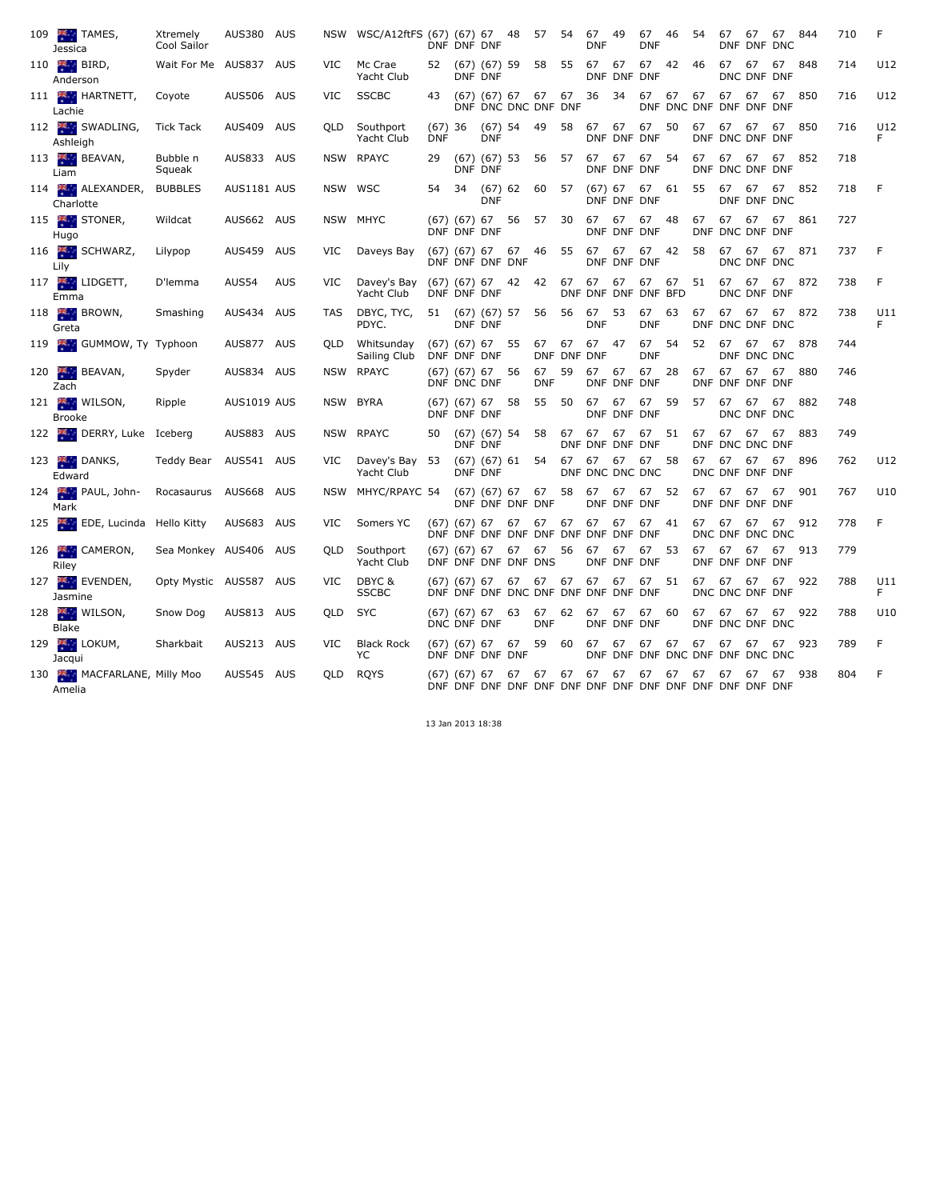| | | | | | | | | | | | | | | | | | | | | | | |
|---|---|---|---|---|---|---|---|---|---|---|---|---|---|---|---|---|---|---|---|---|---|---|
| 109 | TAMES, Jessica | Xtremely Cool Sailor | AUS380 | AUS | NSW | WSC/A12ftFS | (67) DNF | (67) DNF | 67 DNF | 48 | 57 | 54 | 67 DNF | 49 | 67 DNF | 46 | 54 | 67 DNF | 67 DNF | 67 DNC | 844 | 710 | F |
| 110 | BIRD, Anderson | Wait For Me | AUS837 | AUS | VIC | Mc Crae Yacht Club | 52 | (67) DNF | (67) DNF | 59 | 58 | 55 | 67 DNF | 67 DNF | 67 DNF | 42 | 46 | 67 DNC | 67 DNF | 67 DNF | 848 | 714 | U12 |
| 111 | HARTNETT, Lachie | Coyote | AUS506 | AUS | VIC | SSCBC | 43 | (67) DNF | (67) DNC | 67 DNC | 67 DNF | 67 DNF | 36 | 34 | 67 DNF | 67 DNC | 67 DNF | 67 DNF | 67 DNF | 67 DNF | 850 | 716 | U12 |
| 112 | SWADLING, Ashleigh | Tick Tack | AUS409 | AUS | QLD | Southport Yacht Club | (67) DNF | 36 | (67) DNF | 54 | 49 | 58 | 67 DNF | 67 DNF | 67 DNF | 50 | 67 DNF | 67 DNC | 67 DNF | 67 DNF | 850 | 716 | U12 F |
| 113 | BEAVAN, Liam | Bubble n Squeak | AUS833 | AUS | NSW | RPAYC | 29 | (67) DNF | (67) DNF | 53 | 56 | 57 | 67 DNF | 67 DNF | 67 DNF | 54 | 67 DNF | 67 DNC | 67 DNF | 67 DNF | 852 | 718 | |
| 114 | ALEXANDER, Charlotte | BUBBLES | AUS1181 | AUS | NSW | WSC | 54 | 34 | (67) DNF | 62 | 60 | 57 | (67) DNF | 67 DNF | 67 DNF | 61 | 55 | 67 DNF | 67 DNF | 67 DNC | 852 | 718 | F |
| 115 | STONER, Hugo | Wildcat | AUS662 | AUS | NSW | MHYC | (67) DNF | (67) DNF | 67 DNF | 56 | 57 | 30 | 67 DNF | 67 DNF | 67 DNF | 48 | 67 DNF | 67 DNC | 67 DNF | 67 DNF | 861 | 727 | |
| 116 | SCHWARZ, Lily | Lilypop | AUS459 | AUS | VIC | Daveys Bay | (67) DNF | (67) DNF | 67 DNF | 67 DNF | 46 | 55 | 67 DNF | 67 DNF | 67 DNF | 42 | 58 | 67 DNC | 67 DNF | 67 DNC | 871 | 737 | F |
| 117 | LIDGETT, Emma | D'lemma | AUS54 | AUS | VIC | Davey's Bay Yacht Club | (67) DNF | (67) DNF | 67 DNF | 42 | 42 | 67 DNF | 67 DNF | 67 DNF | 67 DNF | 67 BFD | 51 | 67 DNC | 67 DNF | 67 DNF | 872 | 738 | F |
| 118 | BROWN, Greta | Smashing | AUS434 | AUS | TAS | DBYC, TYC, PDYC. | 51 | (67) DNF | (67) DNF | 57 | 56 | 56 | 67 DNF | 53 | 67 DNF | 63 | 67 DNF | 67 DNC | 67 DNF | 67 DNC | 872 | 738 | U11 F |
| 119 | GUMMOW, Ty | Typhoon | AUS877 | AUS | QLD | Whitsunday Sailing Club | (67) DNF | (67) DNF | 67 DNF | 55 | 67 DNF | 67 DNF | 67 DNF | 47 | 67 DNF | 54 | 52 | 67 DNF | 67 DNC | 67 DNC | 878 | 744 | |
| 120 | BEAVAN, Zach | Spyder | AUS834 | AUS | NSW | RPAYC | (67) DNF | (67) DNC | 67 DNF | 56 | 67 DNF | 59 | 67 DNF | 67 DNF | 67 DNF | 28 | 67 DNF | 67 DNF | 67 DNF | 67 DNF | 880 | 746 | |
| 121 | WILSON, Brooke | Ripple | AUS1019 | AUS | NSW | BYRA | (67) DNF | (67) DNF | 67 DNF | 58 | 55 | 50 | 67 DNF | 67 DNF | 67 DNF | 59 | 57 | 67 DNC | 67 DNF | 67 DNC | 882 | 748 | |
| 122 | DERRY, Luke | Iceberg | AUS883 | AUS | NSW | RPAYC | 50 | (67) DNF | (67) DNF | 54 | 58 | 67 DNF | 67 DNF | 67 DNF | 67 DNF | 51 | 67 DNF | 67 DNC | 67 DNC | 67 DNF | 883 | 749 | |
| 123 | DANKS, Edward | Teddy Bear | AUS541 | AUS | VIC | Davey's Bay Yacht Club | 53 | (67) DNF | (67) DNF | 61 | 54 | 67 DNF | 67 DNC | 67 DNC | 67 DNC | 58 | 67 DNC | 67 DNF | 67 DNF | 67 DNF | 896 | 762 | U12 |
| 124 | PAUL, John-Mark | Rocasaurus | AUS668 | AUS | NSW | MHYC/RPAYC | 54 | (67) DNF | (67) DNF | 67 DNF | 67 DNF | 58 | 67 DNF | 67 DNF | 67 DNF | 52 | 67 DNF | 67 DNF | 67 DNF | 67 DNF | 901 | 767 | U10 |
| 125 | EDE, Lucinda | Hello Kitty | AUS683 | AUS | VIC | Somers YC | (67) DNF | (67) DNF | 67 DNF | 67 DNF | 67 DNF | 67 DNF | 67 DNF | 67 DNF | 67 DNF | 41 | 67 DNC | 67 DNF | 67 DNC | 67 DNC | 912 | 778 | F |
| 126 | CAMERON, Riley | Sea Monkey | AUS406 | AUS | QLD | Southport Yacht Club | (67) DNF | (67) DNF | 67 DNF | 67 DNF | 67 DNS | 56 | 67 DNF | 67 DNF | 67 DNF | 53 | 67 DNF | 67 DNF | 67 DNF | 67 DNF | 913 | 779 | |
| 127 | EVENDEN, Jasmine | Opty Mystic | AUS587 | AUS | VIC | DBYC & SSCBC | (67) DNF | (67) DNF | 67 DNF | 67 DNC | 67 DNF | 67 DNF | 67 DNF | 67 DNF | 67 DNF | 51 | 67 DNC | 67 DNC | 67 DNF | 67 DNF | 922 | 788 | U11 F |
| 128 | WILSON, Blake | Snow Dog | AUS813 | AUS | QLD | SYC | (67) DNC | (67) DNF | 67 DNF | 63 | 67 DNF | 62 | 67 DNF | 67 DNF | 67 DNF | 60 | 67 DNF | 67 DNC | 67 DNF | 67 DNC | 922 | 788 | U10 |
| 129 | LOKUM, Jacqui | Sharkbait | AUS213 | AUS | VIC | Black Rock YC | (67) DNF | (67) DNF | 67 DNF | 67 DNF | 59 | 60 | 67 DNF | 67 DNF | 67 DNF | 67 DNC | 67 DNF | 67 DNF | 67 DNC | 67 DNC | 923 | 789 | F |
| 130 | MACFARLANE, Amelia | Milly Moo | AUS545 | AUS | QLD | RQYS | (67) DNF | (67) DNF | 67 DNF | 67 DNF | 67 DNF | 67 DNF | 67 DNF | 67 DNF | 67 DNF | 67 DNF | 67 DNF | 67 DNF | 67 DNF | 67 DNF | 938 | 804 | F |